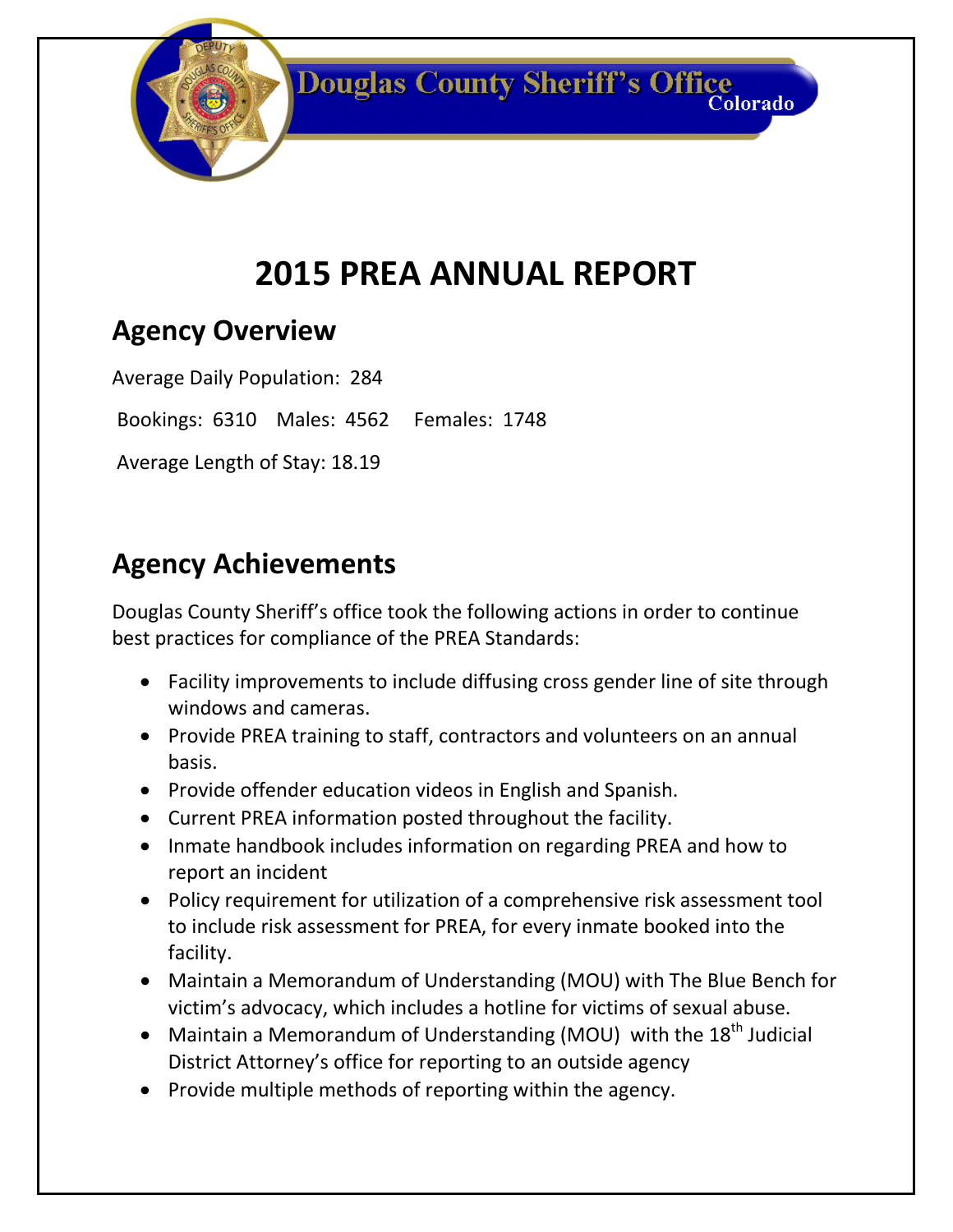Douglas County Sheriff's Office
Colorado

# 2015 PREA ANNUAL REPORT

## Agency Overview

Average Daily Population: 284

Bookings: 6310 Males: 4562 Females: 1748

Average Length of Stay: 18.19

## Agency Achievements

Douglas County Sheriff's office took the following actions in order to continue best practices for compliance of the PREA Standards:

- Facility improvements to include diffusing cross gender line of site through windows and cameras.
- Provide PREA training to staff, contractors and volunteers on an annual basis.
- Provide offender education videos in English and Spanish.
- Current PREA information posted throughout the facility.
- Inmate handbook includes information on regarding PREA and how to report an incident
- Policy requirement for utilization of a comprehensive risk assessment tool to include risk assessment for PREA, for every inmate booked into the facility.
- Maintain a Memorandum of Understanding (MOU) with The Blue Bench for victim's advocacy, which includes a hotline for victims of sexual abuse.
- Maintain a Memorandum of Understanding (MOU) with the 18th Judicial District Attorney's office for reporting to an outside agency
- Provide multiple methods of reporting within the agency.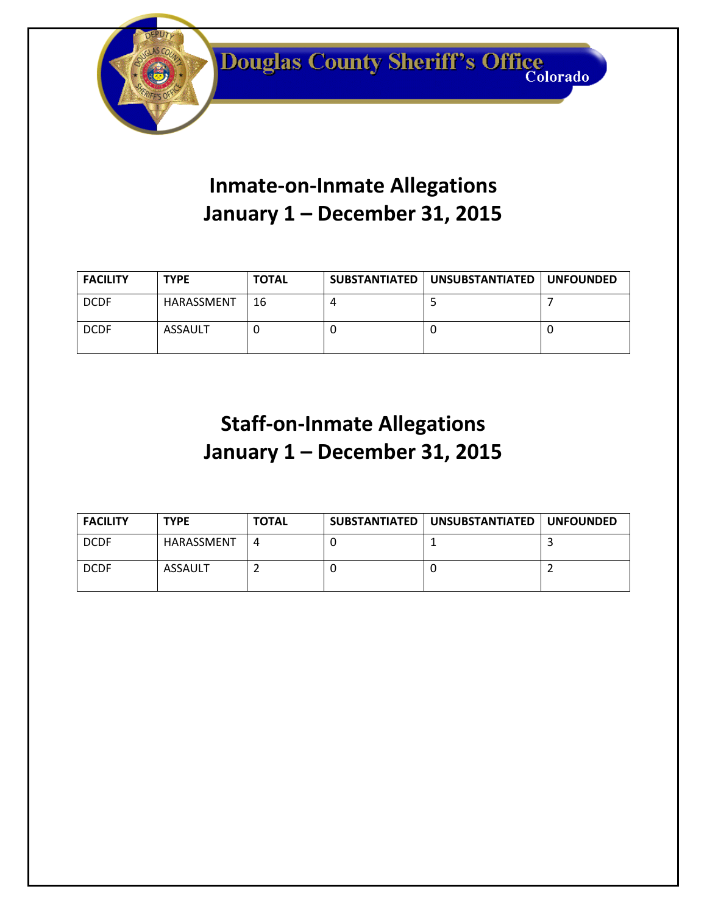Douglas County Sheriff's Office
Colorado

# Inmate-on-Inmate Allegations
# January 1 – December 31, 2015

| FACILITY | TYPE | TOTAL | SUBSTANTIATED | UNSUBSTANTIATED | UNFOUNDED |
|---|---|---|---|---|---|
| DCDF | HARASSMENT | 16 | 4 | 5 | 7 |
| DCDF | ASSAULT | 0 | 0 | 0 | 0 |

# Staff-on-Inmate Allegations
# January 1 – December 31, 2015

| FACILITY | TYPE | TOTAL | SUBSTANTIATED | UNSUBSTANTIATED | UNFOUNDED |
|---|---|---|---|---|---|
| DCDF | HARASSMENT | 4 | 0 | 1 | 3 |
| DCDF | ASSAULT | 2 | 0 | 0 | 2 |